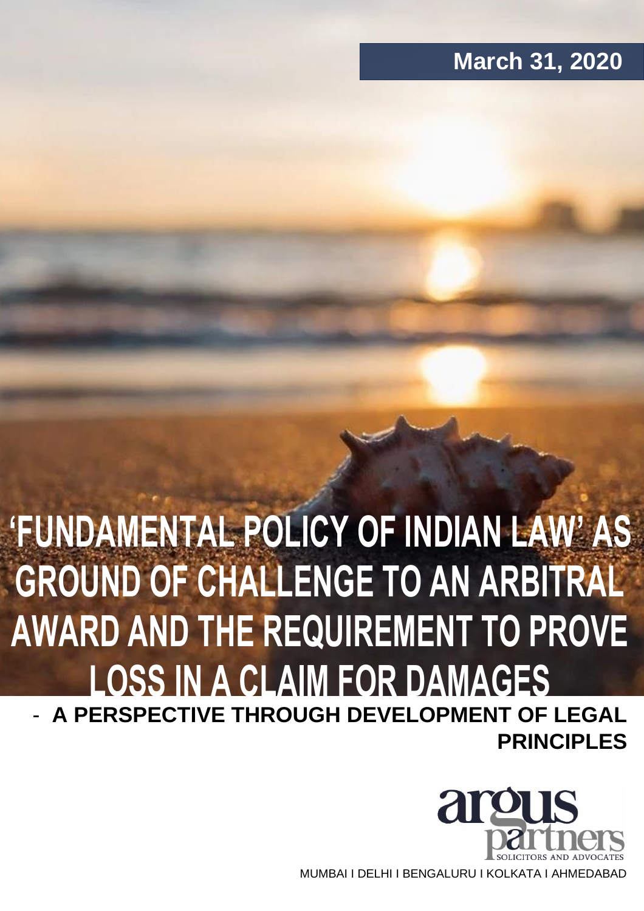March 31, 2020

# 'FUNDAMENTAL POLICY OF INDIAN LAW' AS GROUND OF CHALLENGE TO AN ARBITRAL AWARD AND THE REQUIREMENT TO PROVE LOSS IN A CLAIM FOR DAMAGES

## - A PERSPECTIVE THROUGH DEVELOPMENT OF LEGAL PRINCIPLES

argus partners
SOLICITORS AND ADVOCATES

MUMBAI I DELHI I BENGALURU I KOLKATA I AHMEDABAD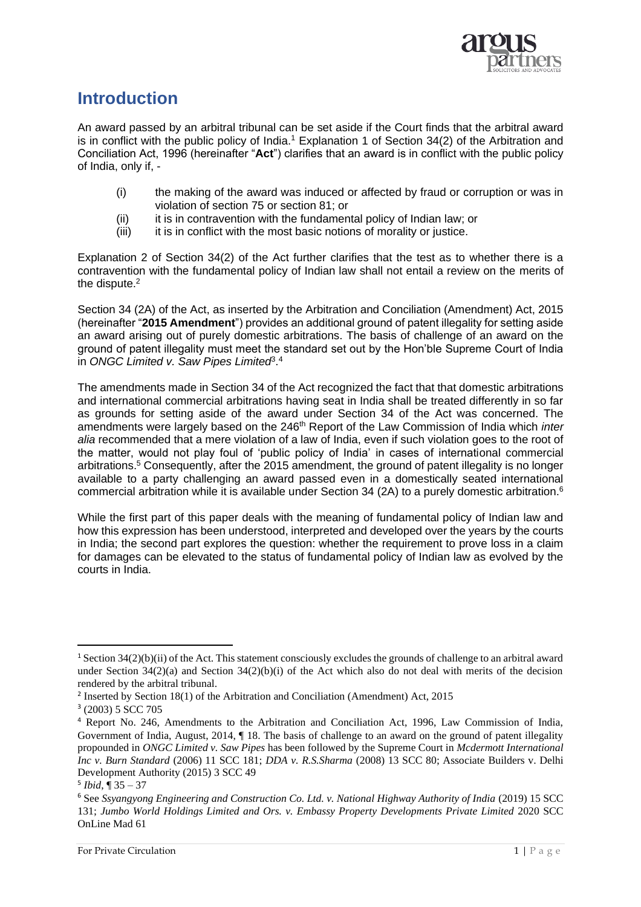# Introduction

An award passed by an arbitral tribunal can be set aside if the Court finds that the arbitral award is in conflict with the public policy of India.[1] Explanation 1 of Section 34(2) of the Arbitration and Conciliation Act, 1996 (hereinafter "**Act**") clarifies that an award is in conflict with the public policy of India, only if, -

(i) the making of the award was induced or affected by fraud or corruption or was in violation of section 75 or section 81; or
(ii) it is in contravention with the fundamental policy of Indian law; or
(iii) it is in conflict with the most basic notions of morality or justice.

Explanation 2 of Section 34(2) of the Act further clarifies that the test as to whether there is a contravention with the fundamental policy of Indian law shall not entail a review on the merits of the dispute.[2]

Section 34 (2A) of the Act, as inserted by the Arbitration and Conciliation (Amendment) Act, 2015 (hereinafter "**2015 Amendment**") provides an additional ground of patent illegality for setting aside an award arising out of purely domestic arbitrations. The basis of challenge of an award on the ground of patent illegality must meet the standard set out by the Hon'ble Supreme Court of India in *ONGC Limited v. Saw Pipes Limited*[3].[4]

The amendments made in Section 34 of the Act recognized the fact that that domestic arbitrations and international commercial arbitrations having seat in India shall be treated differently in so far as grounds for setting aside of the award under Section 34 of the Act was concerned. The amendments were largely based on the 246th Report of the Law Commission of India which *inter alia* recommended that a mere violation of a law of India, even if such violation goes to the root of the matter, would not play foul of 'public policy of India' in cases of international commercial arbitrations.[5] Consequently, after the 2015 amendment, the ground of patent illegality is no longer available to a party challenging an award passed even in a domestically seated international commercial arbitration while it is available under Section 34 (2A) to a purely domestic arbitration.[6]

While the first part of this paper deals with the meaning of fundamental policy of Indian law and how this expression has been understood, interpreted and developed over the years by the courts in India; the second part explores the question: whether the requirement to prove loss in a claim for damages can be elevated to the status of fundamental policy of Indian law as evolved by the courts in India.

---

[1] Section 34(2)(b)(ii) of the Act. This statement consciously excludes the grounds of challenge to an arbitral award under Section 34(2)(a) and Section 34(2)(b)(i) of the Act which also do not deal with merits of the decision rendered by the arbitral tribunal.

[2] Inserted by Section 18(1) of the Arbitration and Conciliation (Amendment) Act, 2015

[3] (2003) 5 SCC 705

[4] Report No. 246, Amendments to the Arbitration and Conciliation Act, 1996, Law Commission of India, Government of India, August, 2014, ¶ 18. The basis of challenge to an award on the ground of patent illegality propounded in *ONGC Limited v. Saw Pipes* has been followed by the Supreme Court in *Mcdermott International Inc v. Burn Standard* (2006) 11 SCC 181; *DDA v. R.S.Sharma* (2008) 13 SCC 80; Associate Builders v. Delhi Development Authority (2015) 3 SCC 49

[5] *Ibid*, ¶ 35 – 37

[6] See *Ssyangyong Engineering and Construction Co. Ltd. v. National Highway Authority of India* (2019) 15 SCC 131; *Jumbo World Holdings Limited and Ors. v. Embassy Property Developments Private Limited* 2020 SCC OnLine Mad 61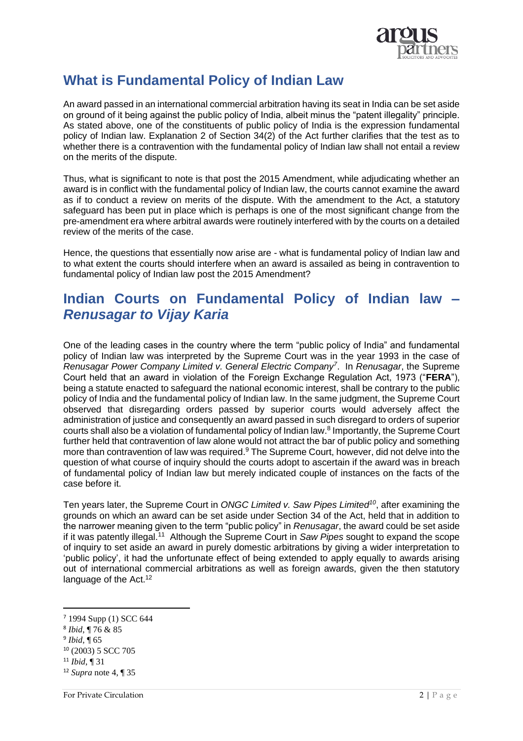## What is Fundamental Policy of Indian Law

An award passed in an international commercial arbitration having its seat in India can be set aside on ground of it being against the public policy of India, albeit minus the "patent illegality" principle. As stated above, one of the constituents of public policy of India is the expression fundamental policy of Indian law. Explanation 2 of Section 34(2) of the Act further clarifies that the test as to whether there is a contravention with the fundamental policy of Indian law shall not entail a review on the merits of the dispute.

Thus, what is significant to note is that post the 2015 Amendment, while adjudicating whether an award is in conflict with the fundamental policy of Indian law, the courts cannot examine the award as if to conduct a review on merits of the dispute. With the amendment to the Act, a statutory safeguard has been put in place which is perhaps is one of the most significant change from the pre-amendment era where arbitral awards were routinely interfered with by the courts on a detailed review of the merits of the case.

Hence, the questions that essentially now arise are - what is fundamental policy of Indian law and to what extent the courts should interfere when an award is assailed as being in contravention to fundamental policy of Indian law post the 2015 Amendment?

## Indian Courts on Fundamental Policy of Indian law – *Renusagar to Vijay Karia*

One of the leading cases in the country where the term "public policy of India" and fundamental policy of Indian law was interpreted by the Supreme Court was in the year 1993 in the case of *Renusagar Power Company Limited v. General Electric Company*[7]. In *Renusagar*, the Supreme Court held that an award in violation of the Foreign Exchange Regulation Act, 1973 ("**FERA**"), being a statute enacted to safeguard the national economic interest, shall be contrary to the public policy of India and the fundamental policy of Indian law. In the same judgment, the Supreme Court observed that disregarding orders passed by superior courts would adversely affect the administration of justice and consequently an award passed in such disregard to orders of superior courts shall also be a violation of fundamental policy of Indian law.[8] Importantly, the Supreme Court further held that contravention of law alone would not attract the bar of public policy and something more than contravention of law was required.[9] The Supreme Court, however, did not delve into the question of what course of inquiry should the courts adopt to ascertain if the award was in breach of fundamental policy of Indian law but merely indicated couple of instances on the facts of the case before it.

Ten years later, the Supreme Court in *ONGC Limited v. Saw Pipes Limited*[10], after examining the grounds on which an award can be set aside under Section 34 of the Act, held that in addition to the narrower meaning given to the term "public policy" in *Renusagar*, the award could be set aside if it was patently illegal.[11] Although the Supreme Court in *Saw Pipes* sought to expand the scope of inquiry to set aside an award in purely domestic arbitrations by giving a wider interpretation to 'public policy', it had the unfortunate effect of being extended to apply equally to awards arising out of international commercial arbitrations as well as foreign awards, given the then statutory language of the Act.[12]

---

[7] 1994 Supp (1) SCC 644

[8] *Ibid*, ¶ 76 & 85

[9] *Ibid*, ¶ 65

[10] (2003) 5 SCC 705

[11] *Ibid*, ¶ 31

[12] *Supra* note 4, ¶ 35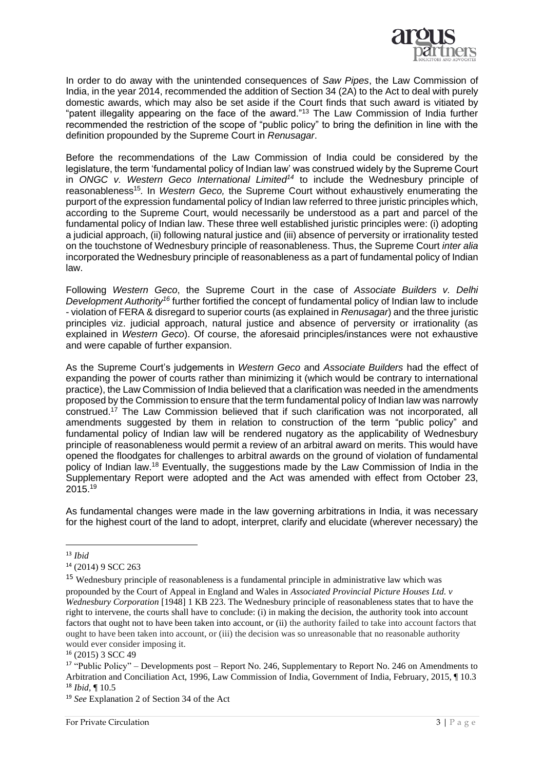In order to do away with the unintended consequences of *Saw Pipes*, the Law Commission of India, in the year 2014, recommended the addition of Section 34 (2A) to the Act to deal with purely domestic awards, which may also be set aside if the Court finds that such award is vitiated by "patent illegality appearing on the face of the award."[13] The Law Commission of India further recommended the restriction of the scope of "public policy" to bring the definition in line with the definition propounded by the Supreme Court in *Renusagar*.

Before the recommendations of the Law Commission of India could be considered by the legislature, the term 'fundamental policy of Indian law' was construed widely by the Supreme Court in *ONGC v. Western Geco International Limited*[14] to include the Wednesbury principle of reasonableness[15]. In *Western Geco,* the Supreme Court without exhaustively enumerating the purport of the expression fundamental policy of Indian law referred to three juristic principles which, according to the Supreme Court, would necessarily be understood as a part and parcel of the fundamental policy of Indian law. These three well established juristic principles were: (i) adopting a judicial approach, (ii) following natural justice and (iii) absence of perversity or irrationality tested on the touchstone of Wednesbury principle of reasonableness. Thus, the Supreme Court *inter alia* incorporated the Wednesbury principle of reasonableness as a part of fundamental policy of Indian law.

Following *Western Geco*, the Supreme Court in the case of *Associate Builders v. Delhi Development Authority*[16] further fortified the concept of fundamental policy of Indian law to include - violation of FERA & disregard to superior courts (as explained in *Renusagar*) and the three juristic principles viz. judicial approach, natural justice and absence of perversity or irrationality (as explained in *Western Geco*). Of course, the aforesaid principles/instances were not exhaustive and were capable of further expansion.

As the Supreme Court's judgements in *Western Geco* and *Associate Builders* had the effect of expanding the power of courts rather than minimizing it (which would be contrary to international practice), the Law Commission of India believed that a clarification was needed in the amendments proposed by the Commission to ensure that the term fundamental policy of Indian law was narrowly construed.[17] The Law Commission believed that if such clarification was not incorporated, all amendments suggested by them in relation to construction of the term "public policy" and fundamental policy of Indian law will be rendered nugatory as the applicability of Wednesbury principle of reasonableness would permit a review of an arbitral award on merits. This would have opened the floodgates for challenges to arbitral awards on the ground of violation of fundamental policy of Indian law.[18] Eventually, the suggestions made by the Law Commission of India in the Supplementary Report were adopted and the Act was amended with effect from October 23, 2015.[19]

As fundamental changes were made in the law governing arbitrations in India, it was necessary for the highest court of the land to adopt, interpret, clarify and elucidate (wherever necessary) the

---

[13] *Ibid*

[14] (2014) 9 SCC 263

[15] Wednesbury principle of reasonableness is a fundamental principle in administrative law which was propounded by the Court of Appeal in England and Wales in *Associated Provincial Picture Houses Ltd. v Wednesbury Corporation* [1948] 1 KB 223. The Wednesbury principle of reasonableness states that to have the right to intervene, the courts shall have to conclude: (i) in making the decision, the authority took into account factors that ought not to have been taken into account, or (ii) the authority failed to take into account factors that ought to have been taken into account, or (iii) the decision was so unreasonable that no reasonable authority would ever consider imposing it.

[16] (2015) 3 SCC 49

[17] "Public Policy" – Developments post – Report No. 246, Supplementary to Report No. 246 on Amendments to Arbitration and Conciliation Act, 1996, Law Commission of India, Government of India, February, 2015, ¶ 10.3

[18] *Ibid*, ¶ 10.5

[19] *See* Explanation 2 of Section 34 of the Act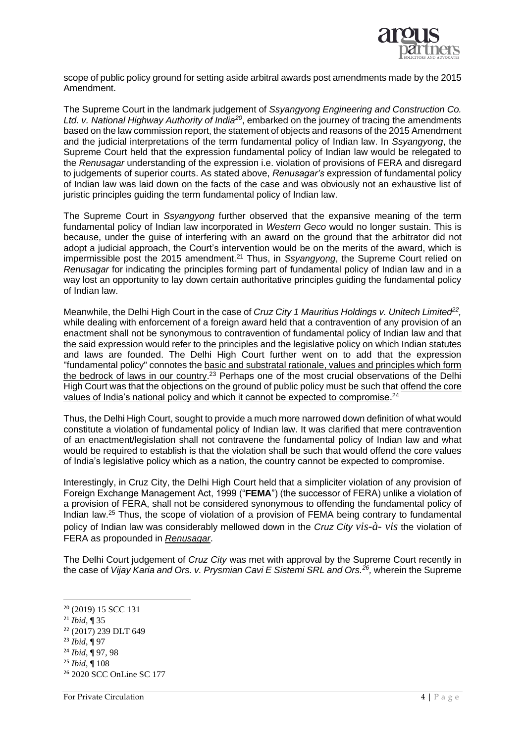scope of public policy ground for setting aside arbitral awards post amendments made by the 2015 Amendment.

The Supreme Court in the landmark judgement of *Ssyangyong Engineering and Construction Co. Ltd. v. National Highway Authority of India*[20], embarked on the journey of tracing the amendments based on the law commission report, the statement of objects and reasons of the 2015 Amendment and the judicial interpretations of the term fundamental policy of Indian law. In *Ssyangyong*, the Supreme Court held that the expression fundamental policy of Indian law would be relegated to the *Renusagar* understanding of the expression i.e. violation of provisions of FERA and disregard to judgements of superior courts. As stated above, *Renusagar's* expression of fundamental policy of Indian law was laid down on the facts of the case and was obviously not an exhaustive list of juristic principles guiding the term fundamental policy of Indian law.

The Supreme Court in *Ssyangyong* further observed that the expansive meaning of the term fundamental policy of Indian law incorporated in *Western Geco* would no longer sustain. This is because, under the guise of interfering with an award on the ground that the arbitrator did not adopt a judicial approach, the Court's intervention would be on the merits of the award, which is impermissible post the 2015 amendment.[21] Thus, in *Ssyangyong*, the Supreme Court relied on *Renusagar* for indicating the principles forming part of fundamental policy of Indian law and in a way lost an opportunity to lay down certain authoritative principles guiding the fundamental policy of Indian law.

Meanwhile, the Delhi High Court in the case of *Cruz City 1 Mauritius Holdings v. Unitech Limited*[22], while dealing with enforcement of a foreign award held that a contravention of any provision of an enactment shall not be synonymous to contravention of fundamental policy of Indian law and that the said expression would refer to the principles and the legislative policy on which Indian statutes and laws are founded. The Delhi High Court further went on to add that the expression "fundamental policy" connotes the <u>basic and substratal rationale, values and principles which form the bedrock of laws in our country</u>.[23] Perhaps one of the most crucial observations of the Delhi High Court was that the objections on the ground of public policy must be such that <u>offend the core values of India's national policy and which it cannot be expected to compromise</u>.[24]

Thus, the Delhi High Court, sought to provide a much more narrowed down definition of what would constitute a violation of fundamental policy of Indian law. It was clarified that mere contravention of an enactment/legislation shall not contravene the fundamental policy of Indian law and what would be required to establish is that the violation shall be such that would offend the core values of India's legislative policy which as a nation, the country cannot be expected to compromise.

Interestingly, in Cruz City, the Delhi High Court held that a simpliciter violation of any provision of Foreign Exchange Management Act, 1999 ("**FEMA**") (the successor of FERA) unlike a violation of a provision of FERA, shall not be considered synonymous to offending the fundamental policy of Indian law.[25] Thus, the scope of violation of a provision of FEMA being contrary to fundamental policy of Indian law was considerably mellowed down in the *Cruz City vis-à- vis* the violation of FERA as propounded in <u>*Renusagar*</u>.

The Delhi Court judgement of *Cruz City* was met with approval by the Supreme Court recently in the case of *Vijay Karia and Ors. v. Prysmian Cavi E Sistemi SRL and Ors.*[26], wherein the Supreme

---

[20] (2019) 15 SCC 131

[21] *Ibid*, ¶ 35

[22] (2017) 239 DLT 649

[23] *Ibid*, ¶ 97

[24] *Ibid*, ¶ 97, 98

[25] *Ibid*, ¶ 108

[26] 2020 SCC OnLine SC 177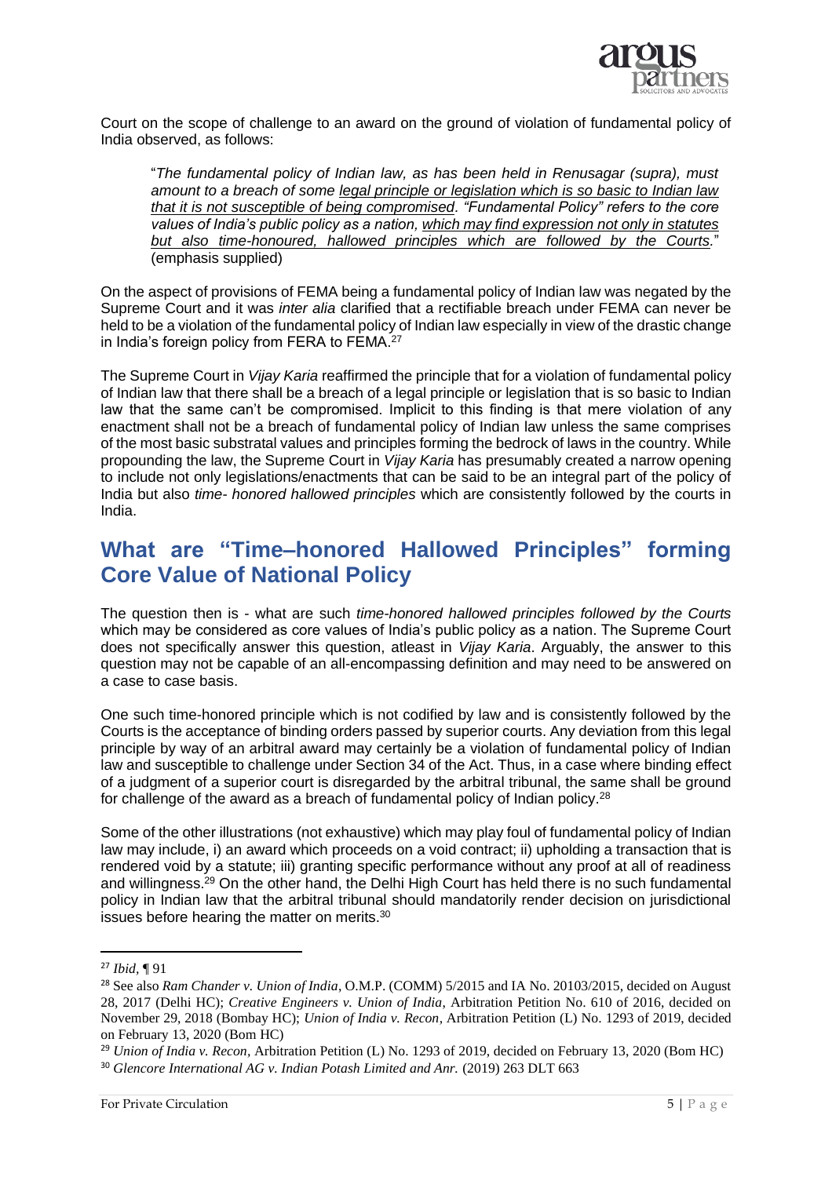Court on the scope of challenge to an award on the ground of violation of fundamental policy of India observed, as follows:

> "*The fundamental policy of Indian law, as has been held in Renusagar (supra), must amount to a breach of some legal principle or legislation which is so basic to Indian law that it is not susceptible of being compromised. "Fundamental Policy" refers to the core values of India's public policy as a nation, which may find expression not only in statutes but also time-honoured, hallowed principles which are followed by the Courts.*" (emphasis supplied)

On the aspect of provisions of FEMA being a fundamental policy of Indian law was negated by the Supreme Court and it was *inter alia* clarified that a rectifiable breach under FEMA can never be held to be a violation of the fundamental policy of Indian law especially in view of the drastic change in India's foreign policy from FERA to FEMA.[27]

The Supreme Court in *Vijay Karia* reaffirmed the principle that for a violation of fundamental policy of Indian law that there shall be a breach of a legal principle or legislation that is so basic to Indian law that the same can't be compromised. Implicit to this finding is that mere violation of any enactment shall not be a breach of fundamental policy of Indian law unless the same comprises of the most basic substratal values and principles forming the bedrock of laws in the country. While propounding the law, the Supreme Court in *Vijay Karia* has presumably created a narrow opening to include not only legislations/enactments that can be said to be an integral part of the policy of India but also *time- honored hallowed principles* which are consistently followed by the courts in India.

## What are "Time–honored Hallowed Principles" forming Core Value of National Policy

The question then is - what are such *time-honored hallowed principles followed by the Courts* which may be considered as core values of India's public policy as a nation. The Supreme Court does not specifically answer this question, atleast in *Vijay Karia*. Arguably, the answer to this question may not be capable of an all-encompassing definition and may need to be answered on a case to case basis.

One such time-honored principle which is not codified by law and is consistently followed by the Courts is the acceptance of binding orders passed by superior courts. Any deviation from this legal principle by way of an arbitral award may certainly be a violation of fundamental policy of Indian law and susceptible to challenge under Section 34 of the Act. Thus, in a case where binding effect of a judgment of a superior court is disregarded by the arbitral tribunal, the same shall be ground for challenge of the award as a breach of fundamental policy of Indian policy.[28]

Some of the other illustrations (not exhaustive) which may play foul of fundamental policy of Indian law may include, i) an award which proceeds on a void contract; ii) upholding a transaction that is rendered void by a statute; iii) granting specific performance without any proof at all of readiness and willingness.[29] On the other hand, the Delhi High Court has held there is no such fundamental policy in Indian law that the arbitral tribunal should mandatorily render decision on jurisdictional issues before hearing the matter on merits.[30]

---

[27] *Ibid*, ¶ 91

[28] See also *Ram Chander v. Union of India*, O.M.P. (COMM) 5/2015 and IA No. 20103/2015, decided on August 28, 2017 (Delhi HC); *Creative Engineers v. Union of India*, Arbitration Petition No. 610 of 2016, decided on November 29, 2018 (Bombay HC); *Union of India v. Recon*, Arbitration Petition (L) No. 1293 of 2019, decided on February 13, 2020 (Bom HC)

[29] *Union of India v. Recon*, Arbitration Petition (L) No. 1293 of 2019, decided on February 13, 2020 (Bom HC)

[30] *Glencore International AG v. Indian Potash Limited and Anr.* (2019) 263 DLT 663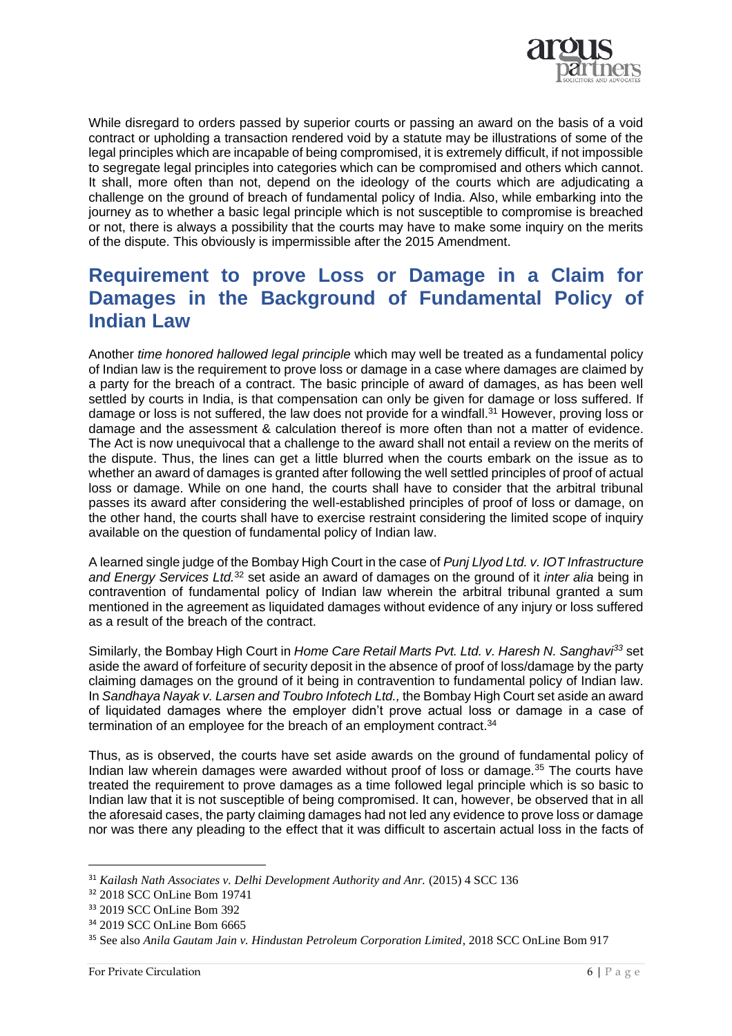While disregard to orders passed by superior courts or passing an award on the basis of a void contract or upholding a transaction rendered void by a statute may be illustrations of some of the legal principles which are incapable of being compromised, it is extremely difficult, if not impossible to segregate legal principles into categories which can be compromised and others which cannot. It shall, more often than not, depend on the ideology of the courts which are adjudicating a challenge on the ground of breach of fundamental policy of India. Also, while embarking into the journey as to whether a basic legal principle which is not susceptible to compromise is breached or not, there is always a possibility that the courts may have to make some inquiry on the merits of the dispute. This obviously is impermissible after the 2015 Amendment.

## Requirement to prove Loss or Damage in a Claim for Damages in the Background of Fundamental Policy of Indian Law

Another *time honored hallowed legal principle* which may well be treated as a fundamental policy of Indian law is the requirement to prove loss or damage in a case where damages are claimed by a party for the breach of a contract. The basic principle of award of damages, as has been well settled by courts in India, is that compensation can only be given for damage or loss suffered. If damage or loss is not suffered, the law does not provide for a windfall.[31] However, proving loss or damage and the assessment & calculation thereof is more often than not a matter of evidence. The Act is now unequivocal that a challenge to the award shall not entail a review on the merits of the dispute. Thus, the lines can get a little blurred when the courts embark on the issue as to whether an award of damages is granted after following the well settled principles of proof of actual loss or damage. While on one hand, the courts shall have to consider that the arbitral tribunal passes its award after considering the well-established principles of proof of loss or damage, on the other hand, the courts shall have to exercise restraint considering the limited scope of inquiry available on the question of fundamental policy of Indian law.

A learned single judge of the Bombay High Court in the case of *Punj Llyod Ltd. v. IOT Infrastructure and Energy Services Ltd.*[32] set aside an award of damages on the ground of it *inter alia* being in contravention of fundamental policy of Indian law wherein the arbitral tribunal granted a sum mentioned in the agreement as liquidated damages without evidence of any injury or loss suffered as a result of the breach of the contract.

Similarly, the Bombay High Court in *Home Care Retail Marts Pvt. Ltd. v. Haresh N. Sanghavi*[33] set aside the award of forfeiture of security deposit in the absence of proof of loss/damage by the party claiming damages on the ground of it being in contravention to fundamental policy of Indian law. In *Sandhaya Nayak v. Larsen and Toubro Infotech Ltd.,* the Bombay High Court set aside an award of liquidated damages where the employer didn't prove actual loss or damage in a case of termination of an employee for the breach of an employment contract.[34]

Thus, as is observed, the courts have set aside awards on the ground of fundamental policy of Indian law wherein damages were awarded without proof of loss or damage.[35] The courts have treated the requirement to prove damages as a time followed legal principle which is so basic to Indian law that it is not susceptible of being compromised. It can, however, be observed that in all the aforesaid cases, the party claiming damages had not led any evidence to prove loss or damage nor was there any pleading to the effect that it was difficult to ascertain actual loss in the facts of

---

[31] *Kailash Nath Associates v. Delhi Development Authority and Anr.* (2015) 4 SCC 136

[32] 2018 SCC OnLine Bom 19741

[33] 2019 SCC OnLine Bom 392

[34] 2019 SCC OnLine Bom 6665

[35] See also *Anila Gautam Jain v. Hindustan Petroleum Corporation Limited*, 2018 SCC OnLine Bom 917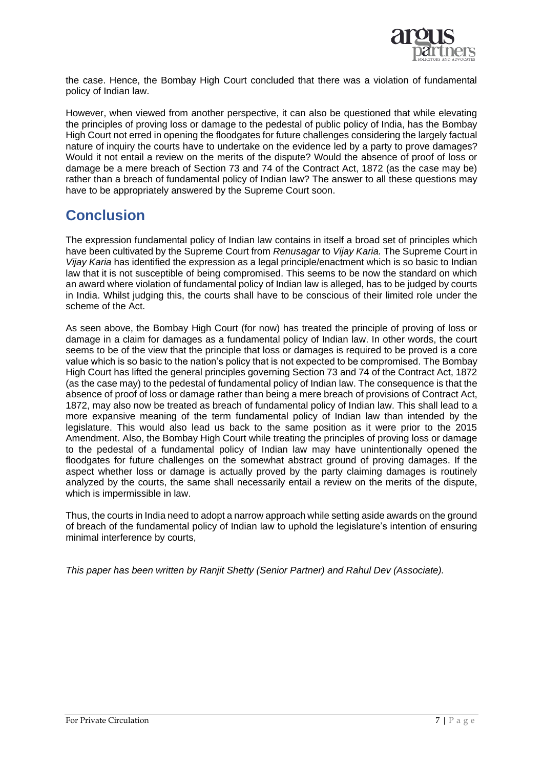the case. Hence, the Bombay High Court concluded that there was a violation of fundamental policy of Indian law.

However, when viewed from another perspective, it can also be questioned that while elevating the principles of proving loss or damage to the pedestal of public policy of India, has the Bombay High Court not erred in opening the floodgates for future challenges considering the largely factual nature of inquiry the courts have to undertake on the evidence led by a party to prove damages? Would it not entail a review on the merits of the dispute? Would the absence of proof of loss or damage be a mere breach of Section 73 and 74 of the Contract Act, 1872 (as the case may be) rather than a breach of fundamental policy of Indian law? The answer to all these questions may have to be appropriately answered by the Supreme Court soon.

## Conclusion

The expression fundamental policy of Indian law contains in itself a broad set of principles which have been cultivated by the Supreme Court from *Renusagar* to *Vijay Karia.* The Supreme Court in *Vijay Karia* has identified the expression as a legal principle/enactment which is so basic to Indian law that it is not susceptible of being compromised. This seems to be now the standard on which an award where violation of fundamental policy of Indian law is alleged, has to be judged by courts in India. Whilst judging this, the courts shall have to be conscious of their limited role under the scheme of the Act.

As seen above, the Bombay High Court (for now) has treated the principle of proving of loss or damage in a claim for damages as a fundamental policy of Indian law. In other words, the court seems to be of the view that the principle that loss or damages is required to be proved is a core value which is so basic to the nation's policy that is not expected to be compromised. The Bombay High Court has lifted the general principles governing Section 73 and 74 of the Contract Act, 1872 (as the case may) to the pedestal of fundamental policy of Indian law. The consequence is that the absence of proof of loss or damage rather than being a mere breach of provisions of Contract Act, 1872, may also now be treated as breach of fundamental policy of Indian law. This shall lead to a more expansive meaning of the term fundamental policy of Indian law than intended by the legislature. This would also lead us back to the same position as it were prior to the 2015 Amendment. Also, the Bombay High Court while treating the principles of proving loss or damage to the pedestal of a fundamental policy of Indian law may have unintentionally opened the floodgates for future challenges on the somewhat abstract ground of proving damages. If the aspect whether loss or damage is actually proved by the party claiming damages is routinely analyzed by the courts, the same shall necessarily entail a review on the merits of the dispute, which is impermissible in law.

Thus, the courts in India need to adopt a narrow approach while setting aside awards on the ground of breach of the fundamental policy of Indian law to uphold the legislature's intention of ensuring minimal interference by courts,

*This paper has been written by Ranjit Shetty (Senior Partner) and Rahul Dev (Associate).*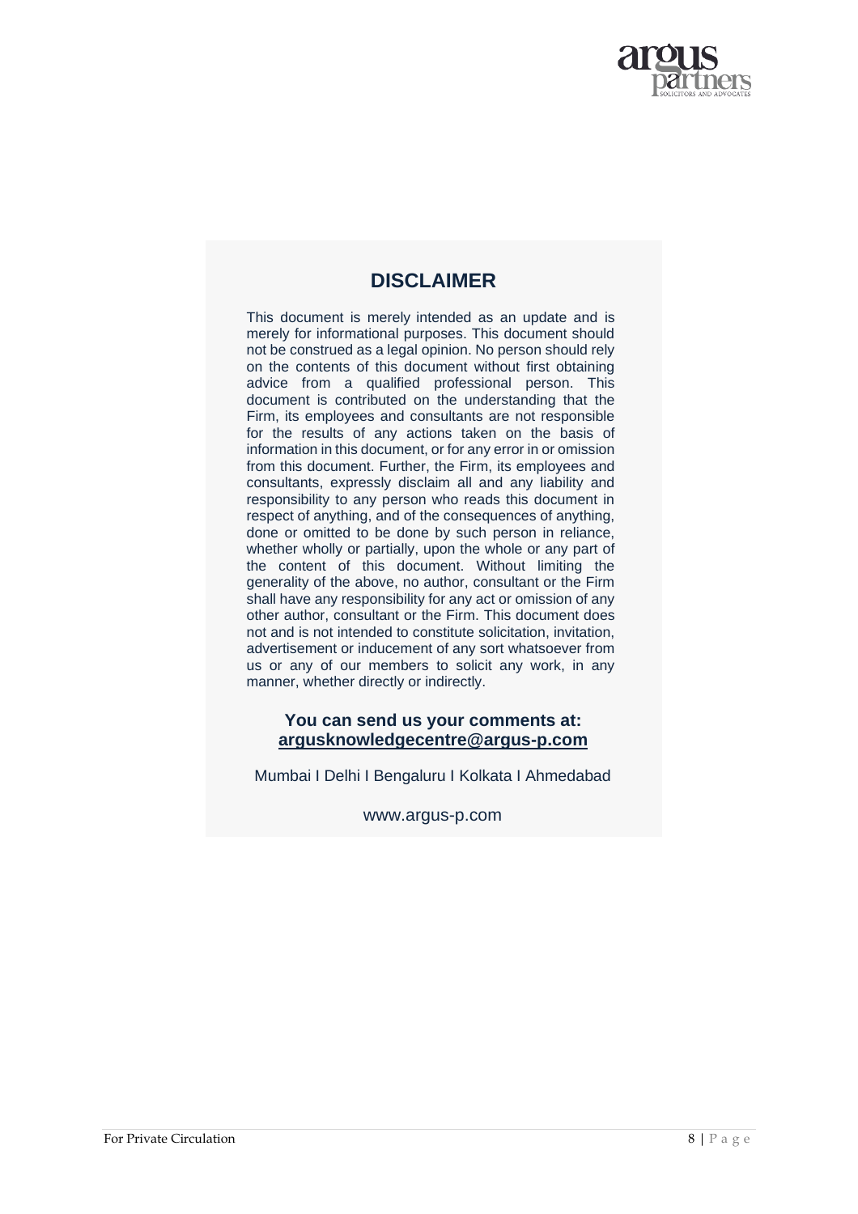## DISCLAIMER

This document is merely intended as an update and is merely for informational purposes. This document should not be construed as a legal opinion. No person should rely on the contents of this document without first obtaining advice from a qualified professional person. This document is contributed on the understanding that the Firm, its employees and consultants are not responsible for the results of any actions taken on the basis of information in this document, or for any error in or omission from this document. Further, the Firm, its employees and consultants, expressly disclaim all and any liability and responsibility to any person who reads this document in respect of anything, and of the consequences of anything, done or omitted to be done by such person in reliance, whether wholly or partially, upon the whole or any part of the content of this document. Without limiting the generality of the above, no author, consultant or the Firm shall have any responsibility for any act or omission of any other author, consultant or the Firm. This document does not and is not intended to constitute solicitation, invitation, advertisement or inducement of any sort whatsoever from us or any of our members to solicit any work, in any manner, whether directly or indirectly.

**You can send us your comments at:**
**argusknowledgecentre@argus-p.com**

Mumbai I Delhi I Bengaluru I Kolkata I Ahmedabad

www.argus-p.com